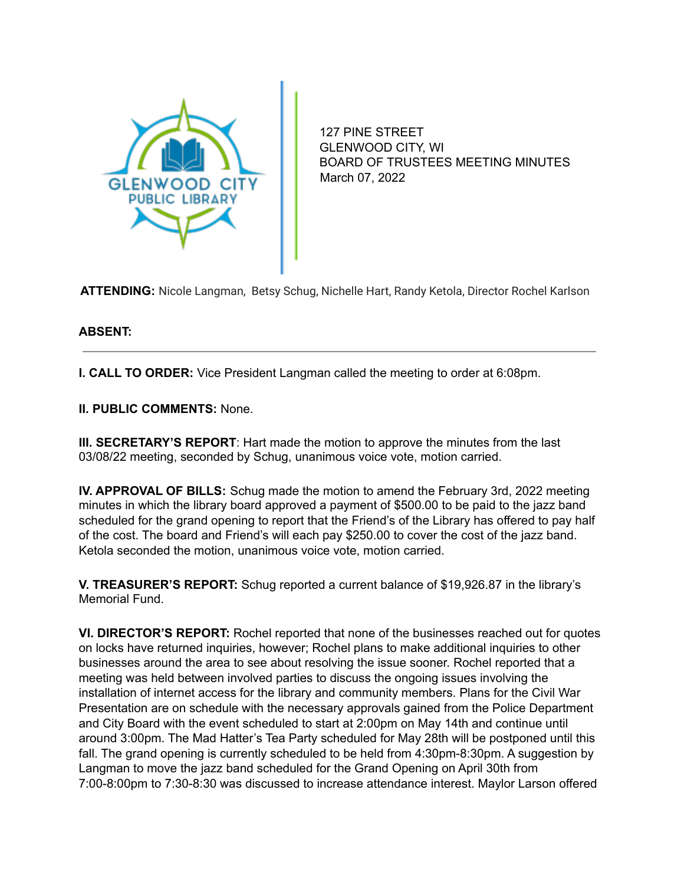GLENWOOD CITY PUBLIC LIBRARY

127 PINE STREET
GLENWOOD CITY, WI
BOARD OF TRUSTEES MEETING MINUTES
March 07, 2022

**ATTENDING:** Nicole Langman, Betsy Schug, Nichelle Hart, Randy Ketola, Director Rochel Karlson

**ABSENT:**

---

**I. CALL TO ORDER:** Vice President Langman called the meeting to order at 6:08pm.

**II. PUBLIC COMMENTS:** None.

**III. SECRETARY'S REPORT**: Hart made the motion to approve the minutes from the last 03/08/22 meeting, seconded by Schug, unanimous voice vote, motion carried.

**IV. APPROVAL OF BILLS:** Schug made the motion to amend the February 3rd, 2022 meeting minutes in which the library board approved a payment of $500.00 to be paid to the jazz band scheduled for the grand opening to report that the Friend's of the Library has offered to pay half of the cost. The board and Friend's will each pay $250.00 to cover the cost of the jazz band. Ketola seconded the motion, unanimous voice vote, motion carried.

**V. TREASURER'S REPORT:** Schug reported a current balance of $19,926.87 in the library's Memorial Fund.

**VI. DIRECTOR'S REPORT:** Rochel reported that none of the businesses reached out for quotes on locks have returned inquiries, however; Rochel plans to make additional inquiries to other businesses around the area to see about resolving the issue sooner. Rochel reported that a meeting was held between involved parties to discuss the ongoing issues involving the installation of internet access for the library and community members. Plans for the Civil War Presentation are on schedule with the necessary approvals gained from the Police Department and City Board with the event scheduled to start at 2:00pm on May 14th and continue until around 3:00pm. The Mad Hatter's Tea Party scheduled for May 28th will be postponed until this fall. The grand opening is currently scheduled to be held from 4:30pm-8:30pm. A suggestion by Langman to move the jazz band scheduled for the Grand Opening on April 30th from 7:00-8:00pm to 7:30-8:30 was discussed to increase attendance interest. Maylor Larson offered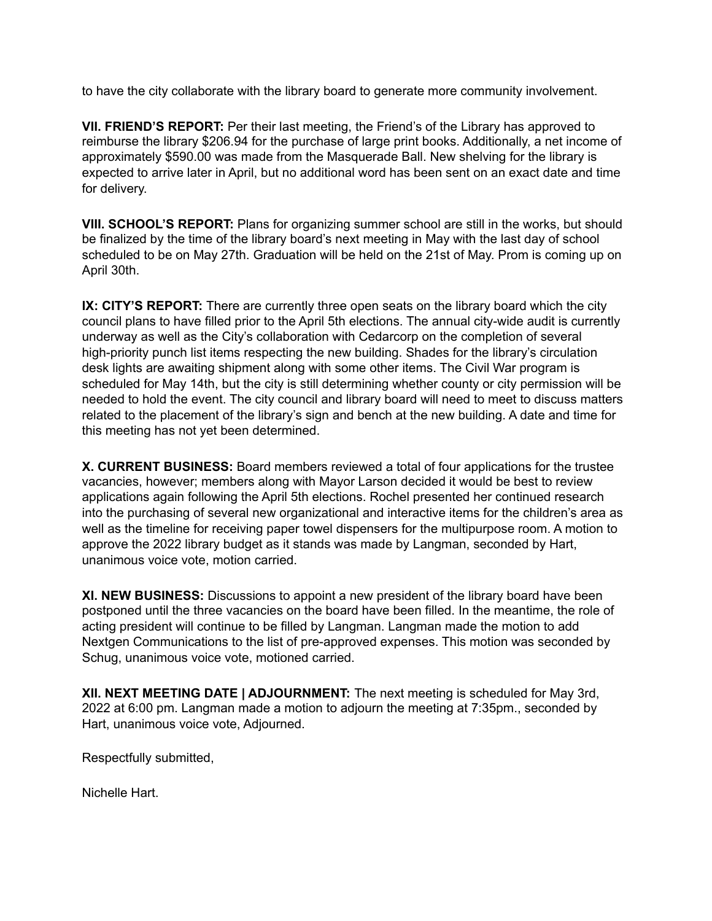to have the city collaborate with the library board to generate more community involvement.

**VII. FRIEND'S REPORT:** Per their last meeting, the Friend's of the Library has approved to reimburse the library $206.94 for the purchase of large print books. Additionally, a net income of approximately $590.00 was made from the Masquerade Ball. New shelving for the library is expected to arrive later in April, but no additional word has been sent on an exact date and time for delivery.

**VIII. SCHOOL'S REPORT:** Plans for organizing summer school are still in the works, but should be finalized by the time of the library board's next meeting in May with the last day of school scheduled to be on May 27th. Graduation will be held on the 21st of May. Prom is coming up on April 30th.

**IX: CITY'S REPORT:** There are currently three open seats on the library board which the city council plans to have filled prior to the April 5th elections. The annual city-wide audit is currently underway as well as the City's collaboration with Cedarcorp on the completion of several high-priority punch list items respecting the new building. Shades for the library's circulation desk lights are awaiting shipment along with some other items. The Civil War program is scheduled for May 14th, but the city is still determining whether county or city permission will be needed to hold the event. The city council and library board will need to meet to discuss matters related to the placement of the library's sign and bench at the new building. A date and time for this meeting has not yet been determined.

**X. CURRENT BUSINESS:** Board members reviewed a total of four applications for the trustee vacancies, however; members along with Mayor Larson decided it would be best to review applications again following the April 5th elections. Rochel presented her continued research into the purchasing of several new organizational and interactive items for the children's area as well as the timeline for receiving paper towel dispensers for the multipurpose room. A motion to approve the 2022 library budget as it stands was made by Langman, seconded by Hart, unanimous voice vote, motion carried.

**XI. NEW BUSINESS:** Discussions to appoint a new president of the library board have been postponed until the three vacancies on the board have been filled. In the meantime, the role of acting president will continue to be filled by Langman. Langman made the motion to add Nextgen Communications to the list of pre-approved expenses. This motion was seconded by Schug, unanimous voice vote, motioned carried.

**XII. NEXT MEETING DATE | ADJOURNMENT:** The next meeting is scheduled for May 3rd, 2022 at 6:00 pm. Langman made a motion to adjourn the meeting at 7:35pm., seconded by Hart, unanimous voice vote, Adjourned.

Respectfully submitted,

Nichelle Hart.